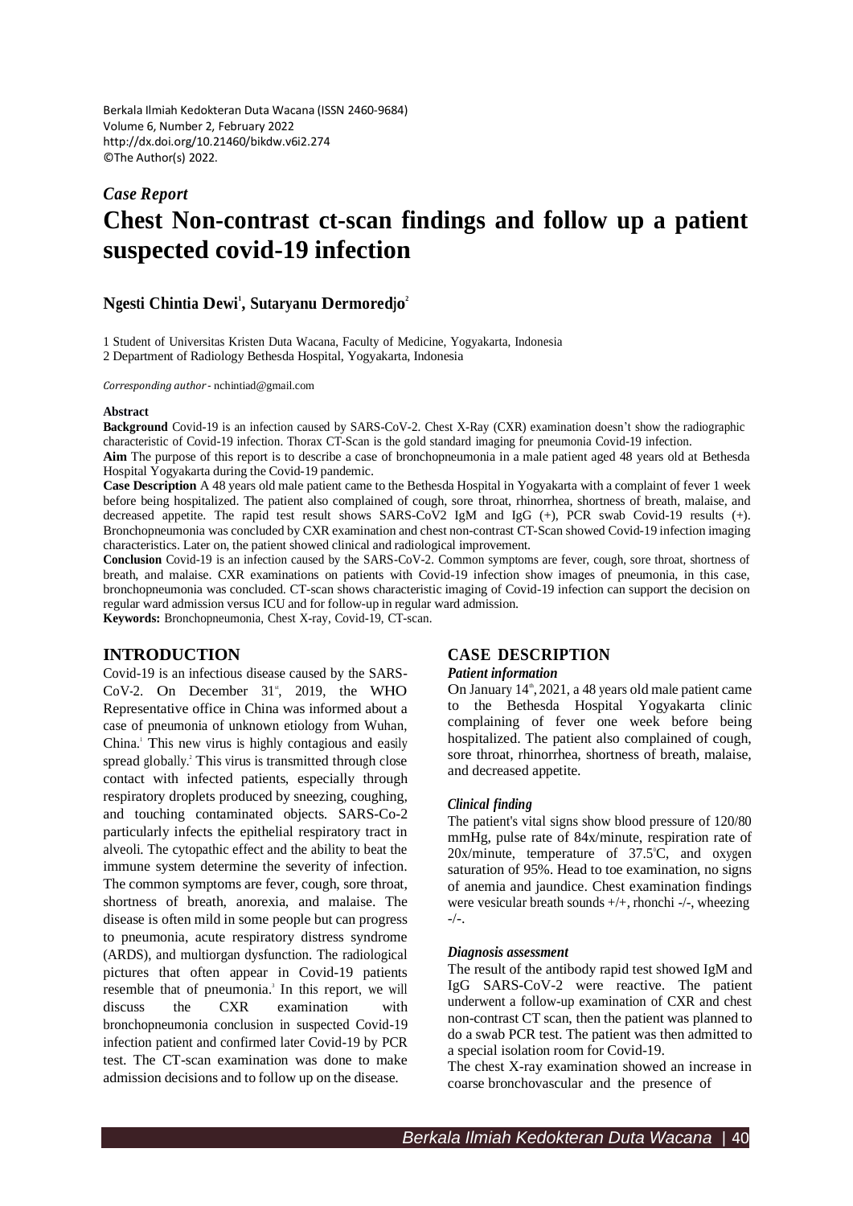Berkala Ilmiah Kedokteran Duta Wacana (ISSN 2460-9684)
Volume 6, Number 2, February 2022
http://dx.doi.org/10.21460/bikdw.v6i2.274
©The Author(s) 2022.

*Case Report*

# Chest Non-contrast ct-scan findings and follow up a patient suspected covid-19 infection

**Ngesti Chintia Dewi[1], Sutaryanu Dermoredjo[2]**

1 Student of Universitas Kristen Duta Wacana, Faculty of Medicine, Yogyakarta, Indonesia
2 Department of Radiology Bethesda Hospital, Yogyakarta, Indonesia

*Corresponding author* - nchintiad@gmail.com

**Abstract**

**Background** Covid-19 is an infection caused by SARS-CoV-2. Chest X-Ray (CXR) examination doesn't show the radiographic characteristic of Covid-19 infection. Thorax CT-Scan is the gold standard imaging for pneumonia Covid-19 infection.

**Aim** The purpose of this report is to describe a case of bronchopneumonia in a male patient aged 48 years old at Bethesda Hospital Yogyakarta during the Covid-19 pandemic.

**Case Description** A 48 years old male patient came to the Bethesda Hospital in Yogyakarta with a complaint of fever 1 week before being hospitalized. The patient also complained of cough, sore throat, rhinorrhea, shortness of breath, malaise, and decreased appetite. The rapid test result shows SARS-CoV2 IgM and IgG (+), PCR swab Covid-19 results (+). Bronchopneumonia was concluded by CXR examination and chest non-contrast CT-Scan showed Covid-19 infection imaging characteristics. Later on, the patient showed clinical and radiological improvement.

**Conclusion** Covid-19 is an infection caused by the SARS-CoV-2. Common symptoms are fever, cough, sore throat, shortness of breath, and malaise. CXR examinations on patients with Covid-19 infection show images of pneumonia, in this case, bronchopneumonia was concluded. CT-scan shows characteristic imaging of Covid-19 infection can support the decision on regular ward admission versus ICU and for follow-up in regular ward admission.

**Keywords:** Bronchopneumonia, Chest X-ray, Covid-19, CT-scan.

## INTRODUCTION

Covid-19 is an infectious disease caused by the SARS-CoV-2. On December 31st, 2019, the WHO Representative office in China was informed about a case of pneumonia of unknown etiology from Wuhan, China.[1] This new virus is highly contagious and easily spread globally.[2] This virus is transmitted through close contact with infected patients, especially through respiratory droplets produced by sneezing, coughing, and touching contaminated objects. SARS-Co-2 particularly infects the epithelial respiratory tract in alveoli. The cytopathic effect and the ability to beat the immune system determine the severity of infection. The common symptoms are fever, cough, sore throat, shortness of breath, anorexia, and malaise. The disease is often mild in some people but can progress to pneumonia, acute respiratory distress syndrome (ARDS), and multiorgan dysfunction. The radiological pictures that often appear in Covid-19 patients resemble that of pneumonia.[3] In this report, we will discuss the CXR examination with bronchopneumonia conclusion in suspected Covid-19 infection patient and confirmed later Covid-19 by PCR test. The CT-scan examination was done to make admission decisions and to follow up on the disease.

## CASE DESCRIPTION

### *Patient information*

On January 14th, 2021, a 48 years old male patient came to the Bethesda Hospital Yogyakarta clinic complaining of fever one week before being hospitalized. The patient also complained of cough, sore throat, rhinorrhea, shortness of breath, malaise, and decreased appetite.

### *Clinical finding*

The patient's vital signs show blood pressure of 120/80 mmHg, pulse rate of 84x/minute, respiration rate of 20x/minute, temperature of 37.5°C, and oxygen saturation of 95%. Head to toe examination, no signs of anemia and jaundice. Chest examination findings were vesicular breath sounds +/+, rhonchi -/-, wheezing -/-.

### *Diagnosis assessment*

The result of the antibody rapid test showed IgM and IgG SARS-CoV-2 were reactive. The patient underwent a follow-up examination of CXR and chest non-contrast CT scan, then the patient was planned to do a swab PCR test. The patient was then admitted to a special isolation room for Covid-19.

The chest X-ray examination showed an increase in coarse bronchovascular and the presence of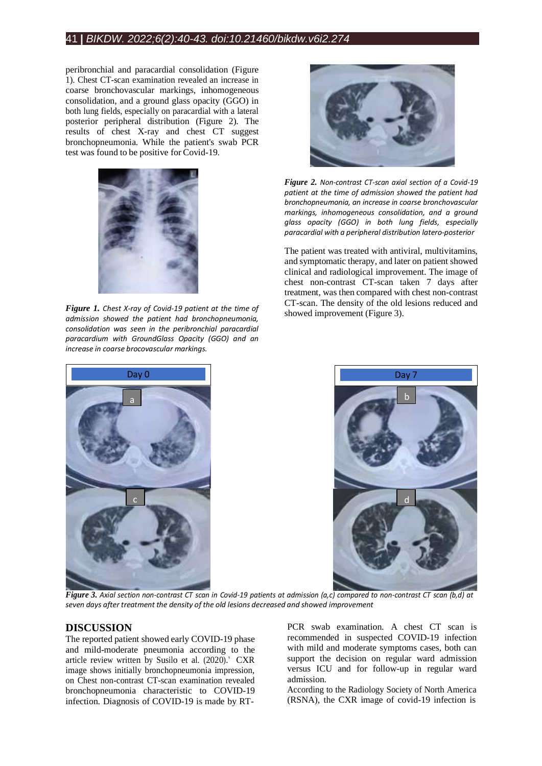peribronchial and paracardial consolidation (Figure 1). Chest CT-scan examination revealed an increase in coarse bronchovascular markings, inhomogeneous consolidation, and a ground glass opacity (GGO) in both lung fields, especially on paracardial with a lateral posterior peripheral distribution (Figure 2). The results of chest X-ray and chest CT suggest bronchopneumonia. While the patient's swab PCR test was found to be positive for Covid-19.

***Figure 1.*** *Chest X-ray of Covid-19 patient at the time of admission showed the patient had bronchopneumonia, consolidation was seen in the peribronchial paracardial paracardium with GroundGlass Opacity (GGO) and an increase in coarse brocovascular markings.*

***Figure 2.*** *Non-contrast CT-scan axial section of a Covid-19 patient at the time of admission showed the patient had bronchopneumonia, an increase in coarse bronchovascular markings, inhomogeneous consolidation, and a ground glass opacity (GGO) in both lung fields, especially paracardial with a peripheral distribution latero-posterior*

The patient was treated with antiviral, multivitamins, and symptomatic therapy, and later on patient showed clinical and radiological improvement. The image of chest non-contrast CT-scan taken 7 days after treatment, was then compared with chest non-contrast CT-scan. The density of the old lesions reduced and showed improvement (Figure 3).

***Figure 3.*** *Axial section non-contrast CT scan in Covid-19 patients at admission (a,c) compared to non-contrast CT scan (b,d) at seven days after treatment the density of the old lesions decreased and showed improvement*

## DISCUSSION

The reported patient showed early COVID-19 phase and mild-moderate pneumonia according to the article review written by Susilo et al. (2020).[8] CXR image shows initially bronchopneumonia impression, on Chest non-contrast CT-scan examination revealed bronchopneumonia characteristic to COVID-19 infection. Diagnosis of COVID-19 is made by RT-PCR swab examination. A chest CT scan is recommended in suspected COVID-19 infection with mild and moderate symptoms cases, both can support the decision on regular ward admission versus ICU and for follow-up in regular ward admission.

According to the Radiology Society of North America (RSNA), the CXR image of covid-19 infection is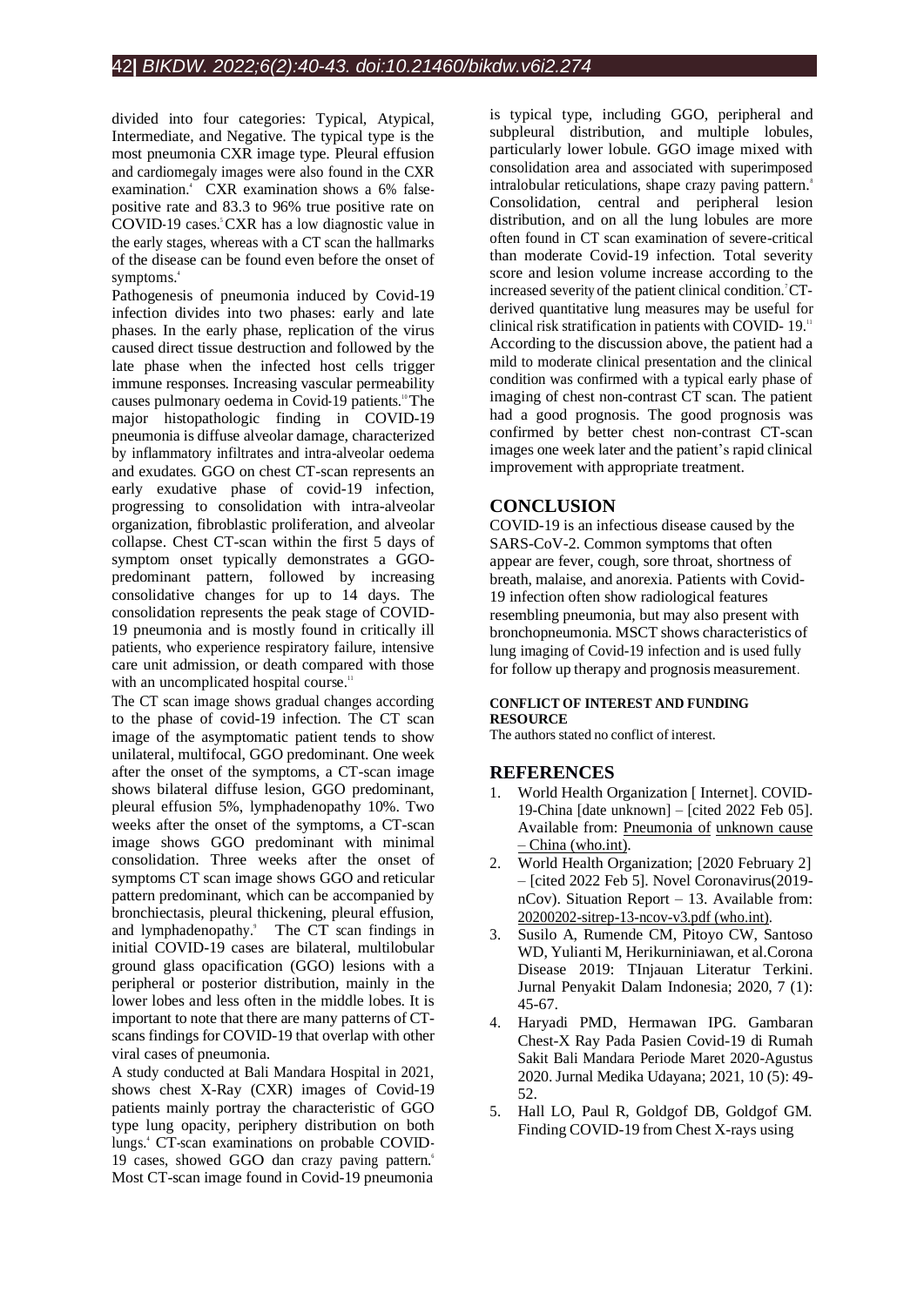divided into four categories: Typical, Atypical, Intermediate, and Negative. The typical type is the most pneumonia CXR image type. Pleural effusion and cardiomegaly images were also found in the CXR examination.[4] CXR examination shows a 6% false-positive rate and 83.3 to 96% true positive rate on COVID-19 cases.[5] CXR has a low diagnostic value in the early stages, whereas with a CT scan the hallmarks of the disease can be found even before the onset of symptoms.[4]

Pathogenesis of pneumonia induced by Covid-19 infection divides into two phases: early and late phases. In the early phase, replication of the virus caused direct tissue destruction and followed by the late phase when the infected host cells trigger immune responses. Increasing vascular permeability causes pulmonary oedema in Covid-19 patients.[10] The major histopathologic finding in COVID-19 pneumonia is diffuse alveolar damage, characterized by inflammatory infiltrates and intra-alveolar oedema and exudates. GGO on chest CT-scan represents an early exudative phase of covid-19 infection, progressing to consolidation with intra-alveolar organization, fibroblastic proliferation, and alveolar collapse. Chest CT-scan within the first 5 days of symptom onset typically demonstrates a GGO-predominant pattern, followed by increasing consolidative changes for up to 14 days. The consolidation represents the peak stage of COVID-19 pneumonia and is mostly found in critically ill patients, who experience respiratory failure, intensive care unit admission, or death compared with those with an uncomplicated hospital course.[11]

The CT scan image shows gradual changes according to the phase of covid-19 infection. The CT scan image of the asymptomatic patient tends to show unilateral, multifocal, GGO predominant. One week after the onset of the symptoms, a CT-scan image shows bilateral diffuse lesion, GGO predominant, pleural effusion 5%, lymphadenopathy 10%. Two weeks after the onset of the symptoms, a CT-scan image shows GGO predominant with minimal consolidation. Three weeks after the onset of symptoms CT scan image shows GGO and reticular pattern predominant, which can be accompanied by bronchiectasis, pleural thickening, pleural effusion, and lymphadenopathy.[9] The CT scan findings in initial COVID-19 cases are bilateral, multilobular ground glass opacification (GGO) lesions with a peripheral or posterior distribution, mainly in the lower lobes and less often in the middle lobes. It is important to note that there are many patterns of CT-scans findings for COVID-19 that overlap with other viral cases of pneumonia.

A study conducted at Bali Mandara Hospital in 2021, shows chest X-Ray (CXR) images of Covid-19 patients mainly portray the characteristic of GGO type lung opacity, periphery distribution on both lungs.[4] CT-scan examinations on probable COVID-19 cases, showed GGO dan crazy paving pattern.[6] Most CT-scan image found in Covid-19 pneumonia is typical type, including GGO, peripheral and subpleural distribution, and multiple lobules, particularly lower lobule. GGO image mixed with consolidation area and associated with superimposed intralobular reticulations, shape crazy paving pattern.[8] Consolidation, central and peripheral lesion distribution, and on all the lung lobules are more often found in CT scan examination of severe-critical than moderate Covid-19 infection. Total severity score and lesion volume increase according to the increased severity of the patient clinical condition.[7] CT-derived quantitative lung measures may be useful for clinical risk stratification in patients with COVID- 19.[11] According to the discussion above, the patient had a mild to moderate clinical presentation and the clinical condition was confirmed with a typical early phase of imaging of chest non-contrast CT scan. The patient had a good prognosis. The good prognosis was confirmed by better chest non-contrast CT-scan images one week later and the patient's rapid clinical improvement with appropriate treatment.

## CONCLUSION

COVID-19 is an infectious disease caused by the SARS-CoV-2. Common symptoms that often appear are fever, cough, sore throat, shortness of breath, malaise, and anorexia. Patients with Covid-19 infection often show radiological features resembling pneumonia, but may also present with bronchopneumonia. MSCT shows characteristics of lung imaging of Covid-19 infection and is used fully for follow up therapy and prognosis measurement.

#### CONFLICT OF INTEREST AND FUNDING RESOURCE

The authors stated no conflict of interest.

## REFERENCES

1. World Health Organization [ Internet]. COVID-19-China [date unknown] – [cited 2022 Feb 05]. Available from: Pneumonia of unknown cause – China (who.int).
2. World Health Organization; [2020 February 2] – [cited 2022 Feb 5]. Novel Coronavirus(2019-nCov). Situation Report – 13. Available from: 20200202-sitrep-13-ncov-v3.pdf (who.int).
3. Susilo A, Rumende CM, Pitoyo CW, Santoso WD, Yulianti M, Herikurniniawan, et al.Corona Disease 2019: TInjauan Literatur Terkini. Jurnal Penyakit Dalam Indonesia; 2020, 7 (1): 45-67.
4. Haryadi PMD, Hermawan IPG. Gambaran Chest-X Ray Pada Pasien Covid-19 di Rumah Sakit Bali Mandara Periode Maret 2020-Agustus 2020. Jurnal Medika Udayana; 2021, 10 (5): 49-52.
5. Hall LO, Paul R, Goldgof DB, Goldgof GM. Finding COVID-19 from Chest X-rays using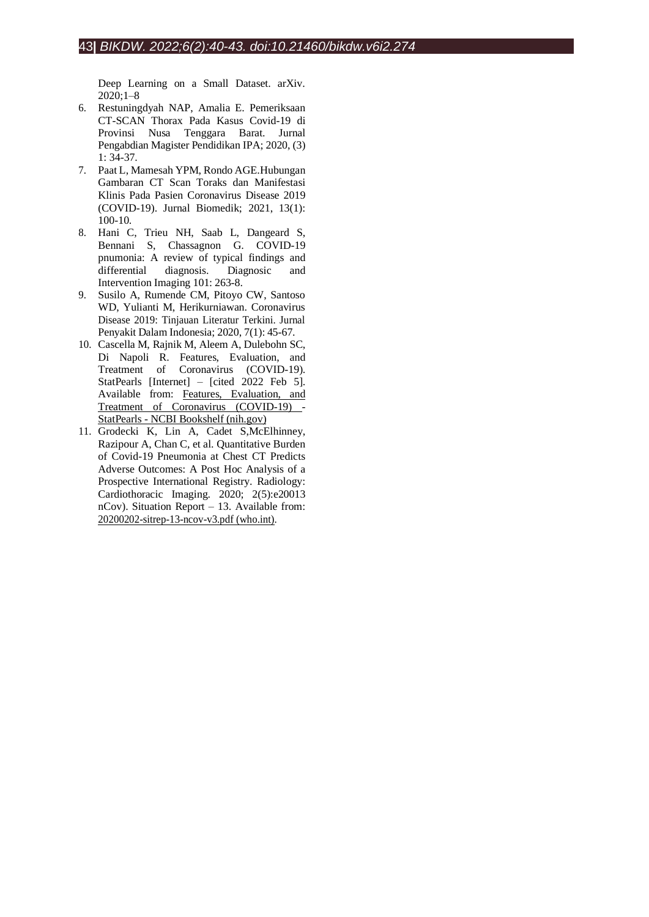Deep Learning on a Small Dataset. arXiv. 2020;1–8

6. Restuningdyah NAP, Amalia E. Pemeriksaan CT-SCAN Thorax Pada Kasus Covid-19 di Provinsi Nusa Tenggara Barat. Jurnal Pengabdian Magister Pendidikan IPA; 2020, (3) 1: 34-37.
7. Paat L, Mamesah YPM, Rondo AGE.Hubungan Gambaran CT Scan Toraks dan Manifestasi Klinis Pada Pasien Coronavirus Disease 2019 (COVID-19). Jurnal Biomedik; 2021, 13(1): 100-10.
8. Hani C, Trieu NH, Saab L, Dangeard S, Bennani S, Chassagnon G. COVID-19 pnumonia: A review of typical findings and differential diagnosis. Diagnosic and Intervention Imaging 101: 263-8.
9. Susilo A, Rumende CM, Pitoyo CW, Santoso WD, Yulianti M, Herikurniawan. Coronavirus Disease 2019: Tinjauan Literatur Terkini. Jurnal Penyakit Dalam Indonesia; 2020, 7(1): 45-67.
10. Cascella M, Rajnik M, Aleem A, Dulebohn SC, Di Napoli R. Features, Evaluation, and Treatment of Coronavirus (COVID-19). StatPearls [Internet] – [cited 2022 Feb 5]. Available from: Features, Evaluation, and Treatment of Coronavirus (COVID-19) - StatPearls - NCBI Bookshelf (nih.gov)
11. Grodecki K, Lin A, Cadet S,McElhinney, Razipour A, Chan C, et al. Quantitative Burden of Covid-19 Pneumonia at Chest CT Predicts Adverse Outcomes: A Post Hoc Analysis of a Prospective International Registry. Radiology: Cardiothoracic Imaging. 2020; 2(5):e20013 nCov). Situation Report – 13. Available from: 20200202-sitrep-13-ncov-v3.pdf (who.int).